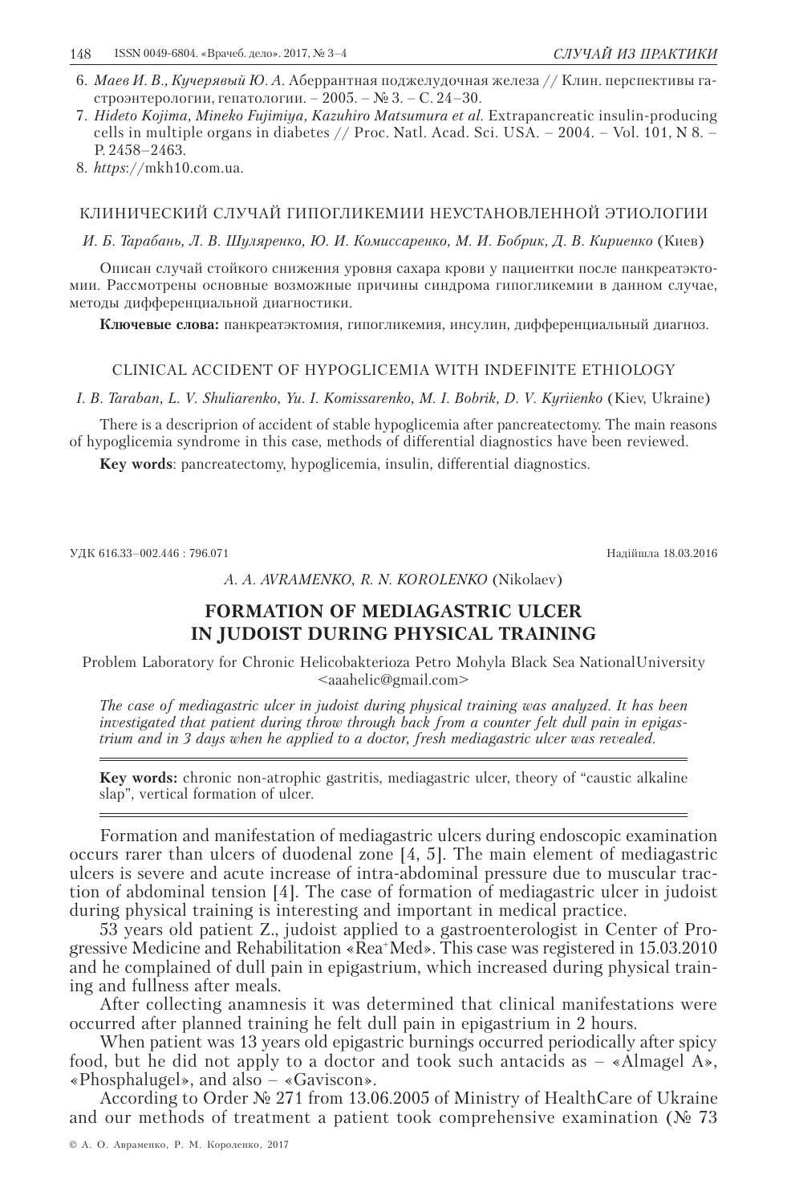6. *Маев И. В., Кучерявый Ю. А.* Аберрантная поджелудочная железа // Клин. перспективы гастроэнтерологии, гепатологии. – 2005. – № 3. – С. 24–30.
7. *Hideto Kojima, Mineko Fujimiya, Kazuhiro Matsumura et al.* Extrapancreatic insulin-producing cells in multiple organs in diabetes // Proc. Natl. Acad. Sci. USA. – 2004. – Vol. 101, N 8. – P. 2458–2463.
8. *https*://mkh10.com.ua.

КЛИНИЧЕСКИЙ СЛУЧАЙ ГИПОГЛИКЕМИИ НЕУСТАНОВЛЕННОЙ ЭТИОЛОГИИ

*И. Б. Тарабань, Л. В. Шуляренко, Ю. И. Комиссаренко, М. И. Бобрик, Д. В. Кириенко* (Киев)

Описан случай стойкого снижения уровня сахара крови у пациентки после панкреатэктомии. Рассмотрены основные возможные причины синдрома гипогликемии в данном случае, методы дифференциальной диагностики.

**Ключевые слова:** панкреатэктомия, гипогликемия, инсулин, дифференциальный диагноз.

CLINICAL ACCIDENT OF HYPOGLICEMIA WITH INDEFINITE ETHIOLOGY

*I. B. Taraban, L. V. Shuliarenko, Yu. I. Komissarenko, M. I. Bobrik, D. V. Kyriienko* (Kiev, Ukraine)

There is a descriprion of accident of stable hypoglicemia after pancreatectomy. The main reasons of hypoglicemia syndrome in this case, methods of differential diagnostics have been reviewed.

**Key words**: pancreatectomy, hypoglicemia, insulin, differential diagnostics.

УДК 616.33–002.446 : 796.071

Надійшла 18.03.2016

*A. A. AVRAMENKO, R. N. KOROLENKO* (Nikolaev)

# FORMATION OF MEDIAGASTRIC ULCER IN JUDOIST DURING PHYSICAL TRAINING

Problem Laboratory for Chronic Helicobakterioza Petro Mohyla Black Sea NationalUniversity
<aaahelic@gmail.com>

*The case of mediagastric ulcer in judoist during physical training was analyzed. It has been investigated that patient during throw through back from a counter felt dull pain in epigastrium and in 3 days when he applied to a doctor, fresh mediagastric ulcer was revealed.*

**Key words:** chronic non-atrophic gastritis, mediagastric ulcer, theory of "caustic alkaline slap", vertical formation of ulcer.

Formation and manifestation of mediagastric ulcers during endoscopic examination occurs rarer than ulcers of duodenal zone [4, 5]. The main element of mediagastric ulcers is severe and acute increase of intra-abdominal pressure due to muscular traction of abdominal tension [4]. The case of formation of mediagastric ulcer in judoist during physical training is interesting and important in medical practice.

53 years old patient Z., judoist applied to a gastroenterologist in Center of Progressive Medicine and Rehabilitation «Rea+Med». This case was registered in 15.03.2010 and he complained of dull pain in epigastrium, which increased during physical training and fullness after meals.

After collecting anamnesis it was determined that clinical manifestations were occurred after planned training he felt dull pain in epigastrium in 2 hours.

When patient was 13 years old epigastric burnings occurred periodically after spicy food, but he did not apply to a doctor and took such antacids as – «Almagel A», «Phosphalugel», and also – «Gaviscon».

According to Order № 271 from 13.06.2005 of Ministry of HealthCare of Ukraine and our methods of treatment a patient took comprehensive examination (№ 73

© А. О. Авраменко, Р. М. Короленко, 2017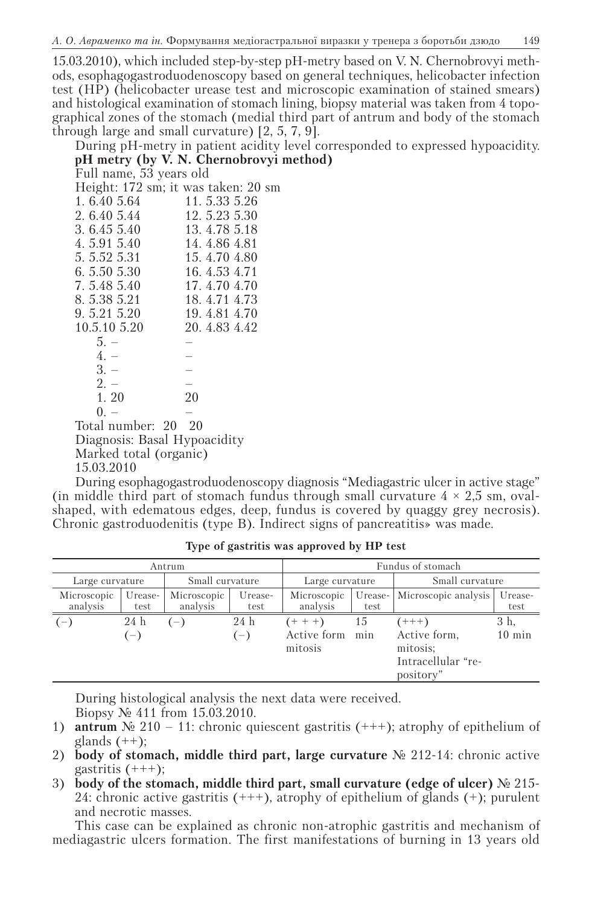15.03.2010), which included step-by-step pH-metry based on V. N. Chernobrovyi methods, esophagogastroduodenoscopy based on general techniques, helicobacter infection test (HP) (helicobacter urease test and microscopic examination of stained smears) and histological examination of stomach lining, biopsy material was taken from 4 topographical zones of the stomach (medial third part of antrum and body of the stomach through large and small curvature) [2, 5, 7, 9].

During pH-metry in patient acidity level corresponded to expressed hypoacidity.

**pH metry (by V. N. Chernobrovyi method)**

Full name, 53 years old

Height: 172 sm; it was taken: 20 sm

```
1. 6.40 5.64     11. 5.33 5.26
2. 6.40 5.44     12. 5.23 5.30
3. 6.45 5.40     13. 4.78 5.18
4. 5.91 5.40     14. 4.86 4.81
5. 5.52 5.31     15. 4.70 4.80
6. 5.50 5.30     16. 4.53 4.71
7. 5.48 5.40     17. 4.70 4.70
8. 5.38 5.21     18. 4.71 4.73
9. 5.21 5.20     19. 4.81 4.70
10.5.10 5.20     20. 4.83 4.42
   5. –          –
   4. –          –
   3. –          –
   2. –          –
   1. 20         20
   0. –          –
```

Total number: 20 20

Diagnosis: Basal Hypoacidity

Marked total (organic)

15.03.2010

During esophagogastroduodenoscopy diagnosis "Mediagastric ulcer in active stage" (in middle third part of stomach fundus through small curvature 4 × 2,5 sm, oval-shaped, with edematous edges, deep, fundus is covered by quaggy grey necrosis). Chronic gastroduodenitis (type B). Indirect signs of pancreatitis» was made.

**Type of gastritis was approved by HP test**

| Antrum | | | | Fundus of stomach | | | |
|---|---|---|---|---|---|---|---|
| Large curvature | | Small curvature | | Large curvature | | Small curvature | |
| Microscopic analysis | Urease-test | Microscopic analysis | Urease-test | Microscopic analysis | Urease-test | Microscopic analysis | Urease-test |
| (–) | 24 h (–) | (–) | 24 h (–) | (+ + +) Active form mitosis | 15 min | (+++) Active form, mitosis; Intracellular "repository" | 3 h, 10 min |

During histological analysis the next data were received.

Biopsy № 411 from 15.03.2010.

1) **antrum** № 210 – 11: chronic quiescent gastritis (+++); atrophy of epithelium of glands (++);
2) **body of stomach, middle third part, large curvature** № 212-14: chronic active gastritis (+++);
3) **body of the stomach, middle third part, small curvature (edge of ulcer)** № 215-24: chronic active gastritis (+++), atrophy of epithelium of glands (+); purulent and necrotic masses.

This case can be explained as chronic non-atrophic gastritis and mechanism of mediagastric ulcers formation. The first manifestations of burning in 13 years old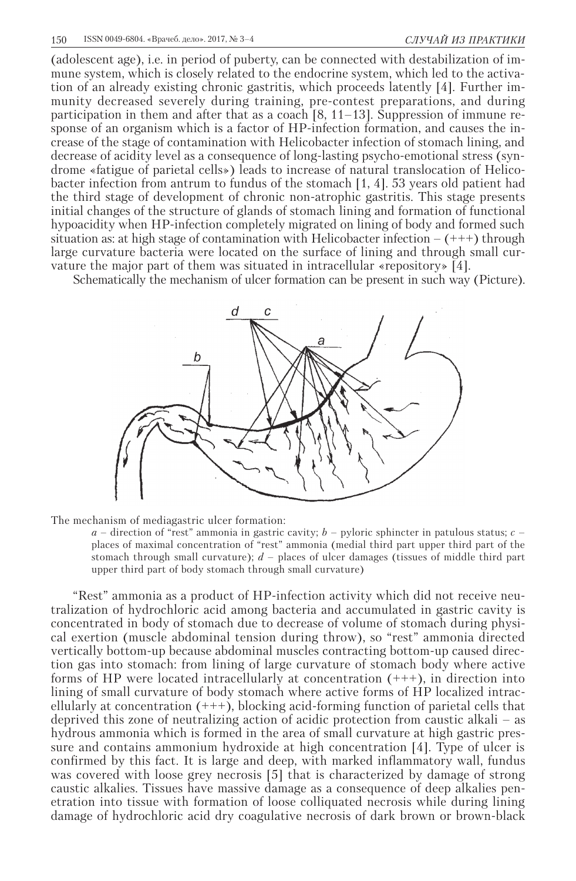(adolescent age), i.e. in period of puberty, can be connected with destabilization of immune system, which is closely related to the endocrine system, which led to the activation of an already existing chronic gastritis, which proceeds latently [4]. Further immunity decreased severely during training, pre-contest preparations, and during participation in them and after that as a coach [8, 11–13]. Suppression of immune response of an organism which is a factor of HP-infection formation, and causes the increase of the stage of contamination with Helicobacter infection of stomach lining, and decrease of acidity level as a consequence of long-lasting psycho-emotional stress (syndrome «fatigue of parietal cells») leads to increase of natural translocation of Helicobacter infection from antrum to fundus of the stomach [1, 4]. 53 years old patient had the third stage of development of chronic non-atrophic gastritis. This stage presents initial changes of the structure of glands of stomach lining and formation of functional hypoacidity when HP-infection completely migrated on lining of body and formed such situation as: at high stage of contamination with Helicobacter infection – (+++) through large curvature bacteria were located on the surface of lining and through small curvature the major part of them was situated in intracellular «repository» [4].

Schematically the mechanism of ulcer formation can be present in such way (Picture).

The mechanism of mediagastric ulcer formation:

*a* – direction of "rest" ammonia in gastric cavity; *b* – pyloric sphincter in patulous status; *c* – places of maximal concentration of "rest" ammonia (medial third part upper third part of the stomach through small curvature); *d* – places of ulcer damages (tissues of middle third part upper third part of body stomach through small curvature)

"Rest" ammonia as a product of HP-infection activity which did not receive neutralization of hydrochloric acid among bacteria and accumulated in gastric cavity is concentrated in body of stomach due to decrease of volume of stomach during physical exertion (muscle abdominal tension during throw), so "rest" ammonia directed vertically bottom-up because abdominal muscles contracting bottom-up caused direction gas into stomach: from lining of large curvature of stomach body where active forms of HP were located intracellularly at concentration (+++), in direction into lining of small curvature of body stomach where active forms of HP localized intracellularly at concentration (+++), blocking acid-forming function of parietal cells that deprived this zone of neutralizing action of acidic protection from caustic alkali – as hydrous ammonia which is formed in the area of small curvature at high gastric pressure and contains ammonium hydroxide at high concentration [4]. Type of ulcer is confirmed by this fact. It is large and deep, with marked inflammatory wall, fundus was covered with loose grey necrosis [5] that is characterized by damage of strong caustic alkalies. Tissues have massive damage as a consequence of deep alkalies penetration into tissue with formation of loose colliquated necrosis while during lining damage of hydrochloric acid dry coagulative necrosis of dark brown or brown-black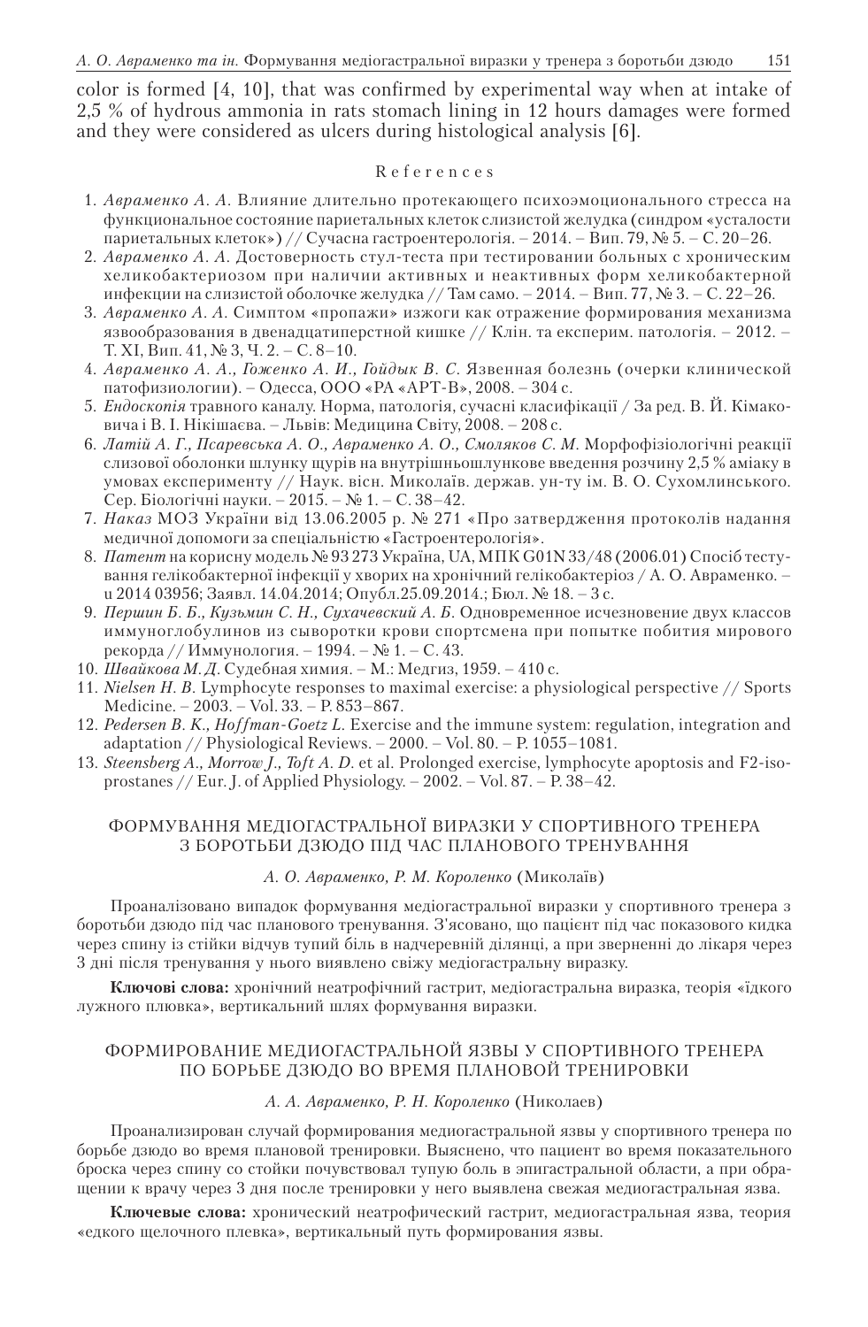color is formed [4, 10], that was confirmed by experimental way when at intake of 2,5 % of hydrous ammonia in rats stomach lining in 12 hours damages were formed and they were considered as ulcers during histological analysis [6].

## References

1. *Авраменко А. А.* Влияние длительно протекающего психоэмоционального стресса на функциональное состояние париетальных клеток слизистой желудка (синдром «усталости париетальных клеток») // Сучасна гастроентерологія. – 2014. – Вип. 79, № 5. – С. 20–26.
2. *Авраменко А. А.* Достоверность стул-теста при тестировании больных с хроническим хеликобактериозом при наличии активных и неактивных форм хеликобактерной инфекции на слизистой оболочке желудка // Там само. – 2014. – Вип. 77, № 3. – С. 22–26.
3. *Авраменко А. А.* Симптом «пропажи» изжоги как отражение формирования механизма язвообразования в двенадцатиперстной кишке // Клін. та експерим. патологія. – 2012. – Т. XI, Вип. 41, № 3, Ч. 2. – С. 8–10.
4. *Авраменко А. А., Гоженко А. И., Гойдык В. С.* Язвенная болезнь (очерки клинической патофизиологии). – Одесса, ООО «РА «АРТ-В», 2008. – 304 с.
5. *Ендоскопія* травного каналу. Норма, патологія, сучасні класифікації / За ред. В. Й. Кімаковича і В. І. Нікішаєва. – Львів: Медицина Світу, 2008. – 208 с.
6. *Латій А. Г., Псаревська А. О., Авраменко А. О., Смоляков С. М.* Морфофізіологічні реакції слизової оболонки шлунку щурів на внутрішньошлункове введення розчину 2,5 % аміаку в умовах експерименту // Наук. вісн. Миколаїв. держав. ун-ту ім. В. О. Сухомлинського. Сер. Біологічні науки. – 2015. – № 1. – С. 38–42.
7. *Наказ* МОЗ України від 13.06.2005 р. № 271 «Про затвердження протоколів надання медичної допомоги за спеціальністю «Гастроентерологія».
8. *Патент* на корисну модель № 93 273 Україна, UA, МПК G01N 33/48 (2006.01) Спосіб тестування гелікобактерної інфекції у хворих на хронічний гелікобактеріоз / А. О. Авраменко. – u 2014 03956; Заявл. 14.04.2014; Опубл.25.09.2014.; Бюл. № 18. – 3 с.
9. *Першин Б. Б., Кузьмин С. Н., Сухачевский А. Б.* Одновременное исчезновение двух классов иммуноглобулинов из сыворотки крови спортсмена при попытке побития мирового рекорда // Иммунология. – 1994. – № 1. – С. 43.
10. *Швайкова М. Д.* Судебная химия. – М.: Медгиз, 1959. – 410 с.
11. *Nielsen H. B.* Lymphocyte responses to maximal exercise: a physiological perspective // Sports Medicine. – 2003. – Vol. 33. – P. 853–867.
12. *Pedersen B. K., Hoffman-Goetz L.* Exercise and the immune system: regulation, integration and adaptation // Physiological Reviews. – 2000. – Vol. 80. – P. 1055–1081.
13. *Steensberg A., Morrow J., Toft A. D.* et al. Prolonged exercise, lymphocyte apoptosis and F2-isoprostanes // Eur. J. of Applied Physiology. – 2002. – Vol. 87. – P. 38–42.

## ФОРМУВАННЯ МЕДІОГАСТРАЛЬНОЇ ВИРАЗКИ У СПОРТИВНОГО ТРЕНЕРА З БОРОТЬБИ ДЗЮДО ПІД ЧАС ПЛАНОВОГО ТРЕНУВАННЯ

*А. О. Авраменко, Р. М. Короленко* (Миколаїв)

Проаналізовано випадок формування медіогастральної виразки у спортивного тренера з боротьби дзюдо під час планового тренування. З'ясовано, що пацієнт під час показового кидка через спину із стійки відчув тупий біль в надчеревній ділянці, а при зверненні до лікаря через 3 дні після тренування у нього виявлено свіжу медіогастральну виразку.

**Ключові слова:** хронічний неатрофічний гастрит, медіогастральна виразка, теорія «їдкого лужного плювка», вертикальний шлях формування виразки.

## ФОРМИРОВАНИЕ МЕДИОГАСТРАЛЬНОЙ ЯЗВЫ У СПОРТИВНОГО ТРЕНЕРА ПО БОРЬБЕ ДЗЮДО ВО ВРЕМЯ ПЛАНОВОЙ ТРЕНИРОВКИ

*А. А. Авраменко, Р. Н. Короленко* (Николаев)

Проанализирован случай формирования медиогастральной язвы у спортивного тренера по борьбе дзюдо во время плановой тренировки. Выяснено, что пациент во время показательного броска через спину со стойки почувствовал тупую боль в эпигастральной области, а при обращении к врачу через 3 дня после тренировки у него выявлена свежая медиогастральная язва.

**Ключевые слова:** хронический неатрофический гастрит, медиогастральная язва, теория «едкого щелочного плевка», вертикальный путь формирования язвы.